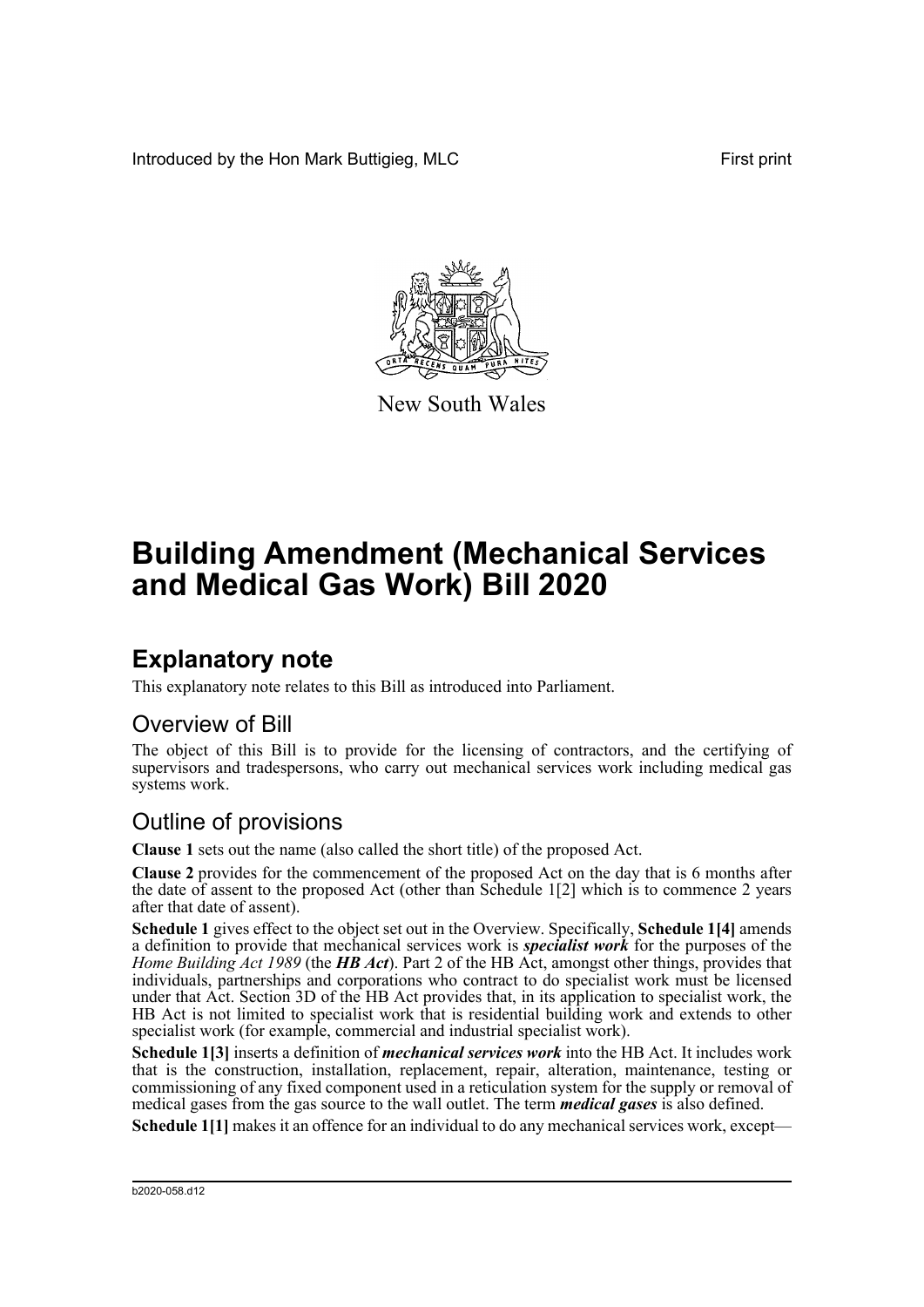Introduced by the Hon Mark Buttigieg, MLC

First print

New South Wales

# Building Amendment (Mechanical Services and Medical Gas Work) Bill 2020

## Explanatory note

This explanatory note relates to this Bill as introduced into Parliament.

### Overview of Bill

The object of this Bill is to provide for the licensing of contractors, and the certifying of supervisors and tradespersons, who carry out mechanical services work including medical gas systems work.

### Outline of provisions

**Clause 1** sets out the name (also called the short title) of the proposed Act.

**Clause 2** provides for the commencement of the proposed Act on the day that is 6 months after the date of assent to the proposed Act (other than Schedule 1[2] which is to commence 2 years after that date of assent).

**Schedule 1** gives effect to the object set out in the Overview. Specifically, **Schedule 1[4]** amends a definition to provide that mechanical services work is ***specialist work*** for the purposes of the *Home Building Act 1989* (the ***HB Act***). Part 2 of the HB Act, amongst other things, provides that individuals, partnerships and corporations who contract to do specialist work must be licensed under that Act. Section 3D of the HB Act provides that, in its application to specialist work, the HB Act is not limited to specialist work that is residential building work and extends to other specialist work (for example, commercial and industrial specialist work).

**Schedule 1[3]** inserts a definition of ***mechanical services work*** into the HB Act. It includes work that is the construction, installation, replacement, repair, alteration, maintenance, testing or commissioning of any fixed component used in a reticulation system for the supply or removal of medical gases from the gas source to the wall outlet. The term ***medical gases*** is also defined.

**Schedule 1[1]** makes it an offence for an individual to do any mechanical services work, except—

b2020-058.d12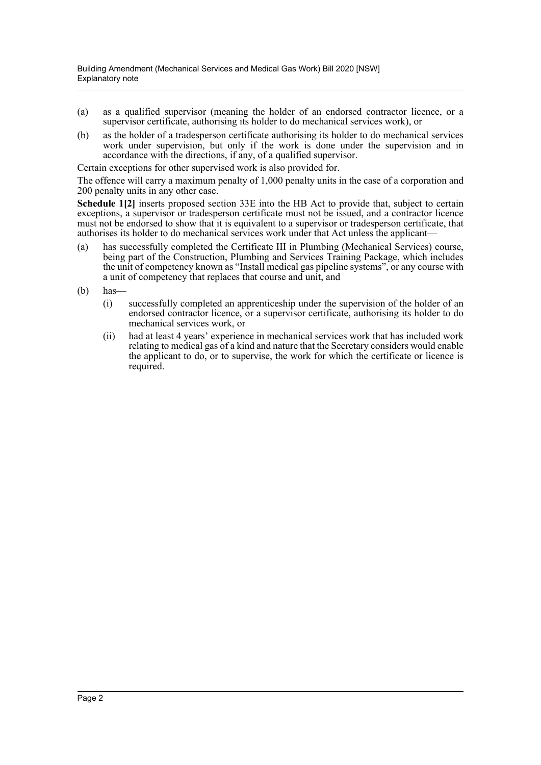(a) as a qualified supervisor (meaning the holder of an endorsed contractor licence, or a supervisor certificate, authorising its holder to do mechanical services work), or

(b) as the holder of a tradesperson certificate authorising its holder to do mechanical services work under supervision, but only if the work is done under the supervision and in accordance with the directions, if any, of a qualified supervisor.

Certain exceptions for other supervised work is also provided for.

The offence will carry a maximum penalty of 1,000 penalty units in the case of a corporation and 200 penalty units in any other case.

**Schedule 1[2]** inserts proposed section 33E into the HB Act to provide that, subject to certain exceptions, a supervisor or tradesperson certificate must not be issued, and a contractor licence must not be endorsed to show that it is equivalent to a supervisor or tradesperson certificate, that authorises its holder to do mechanical services work under that Act unless the applicant—

(a) has successfully completed the Certificate III in Plumbing (Mechanical Services) course, being part of the Construction, Plumbing and Services Training Package, which includes the unit of competency known as "Install medical gas pipeline systems", or any course with a unit of competency that replaces that course and unit, and

(b) has—

  (i) successfully completed an apprenticeship under the supervision of the holder of an endorsed contractor licence, or a supervisor certificate, authorising its holder to do mechanical services work, or

  (ii) had at least 4 years' experience in mechanical services work that has included work relating to medical gas of a kind and nature that the Secretary considers would enable the applicant to do, or to supervise, the work for which the certificate or licence is required.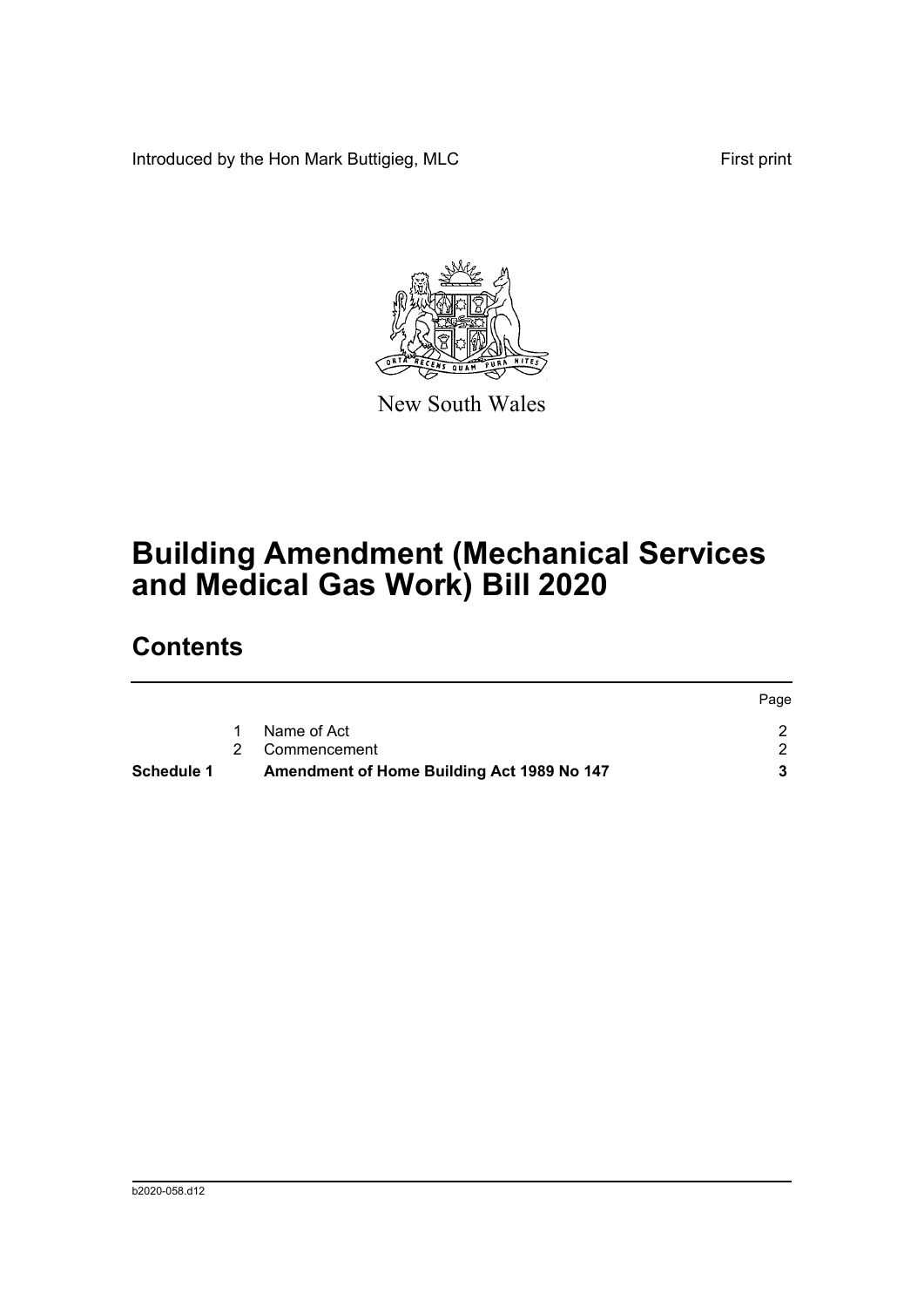Introduced by the Hon Mark Buttigieg, MLC

First print

New South Wales

# Building Amendment (Mechanical Services and Medical Gas Work) Bill 2020

## Contents

| | | | Page |
|---|---|---|---|
| | 1 | Name of Act | 2 |
| | 2 | Commencement | 2 |
| **Schedule 1** | | **Amendment of Home Building Act 1989 No 147** | **3** |

b2020-058.d12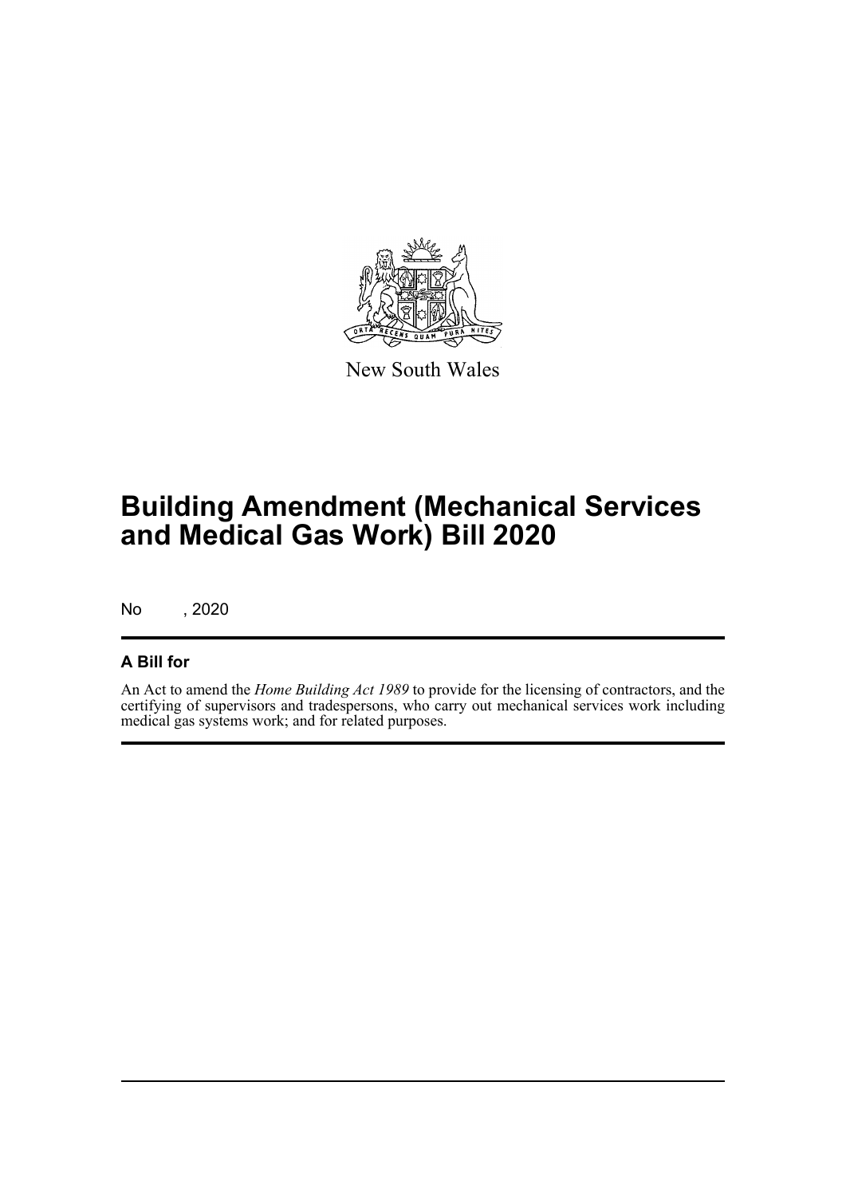New South Wales

# Building Amendment (Mechanical Services and Medical Gas Work) Bill 2020

No , 2020

## A Bill for

An Act to amend the *Home Building Act 1989* to provide for the licensing of contractors, and the certifying of supervisors and tradespersons, who carry out mechanical services work including medical gas systems work; and for related purposes.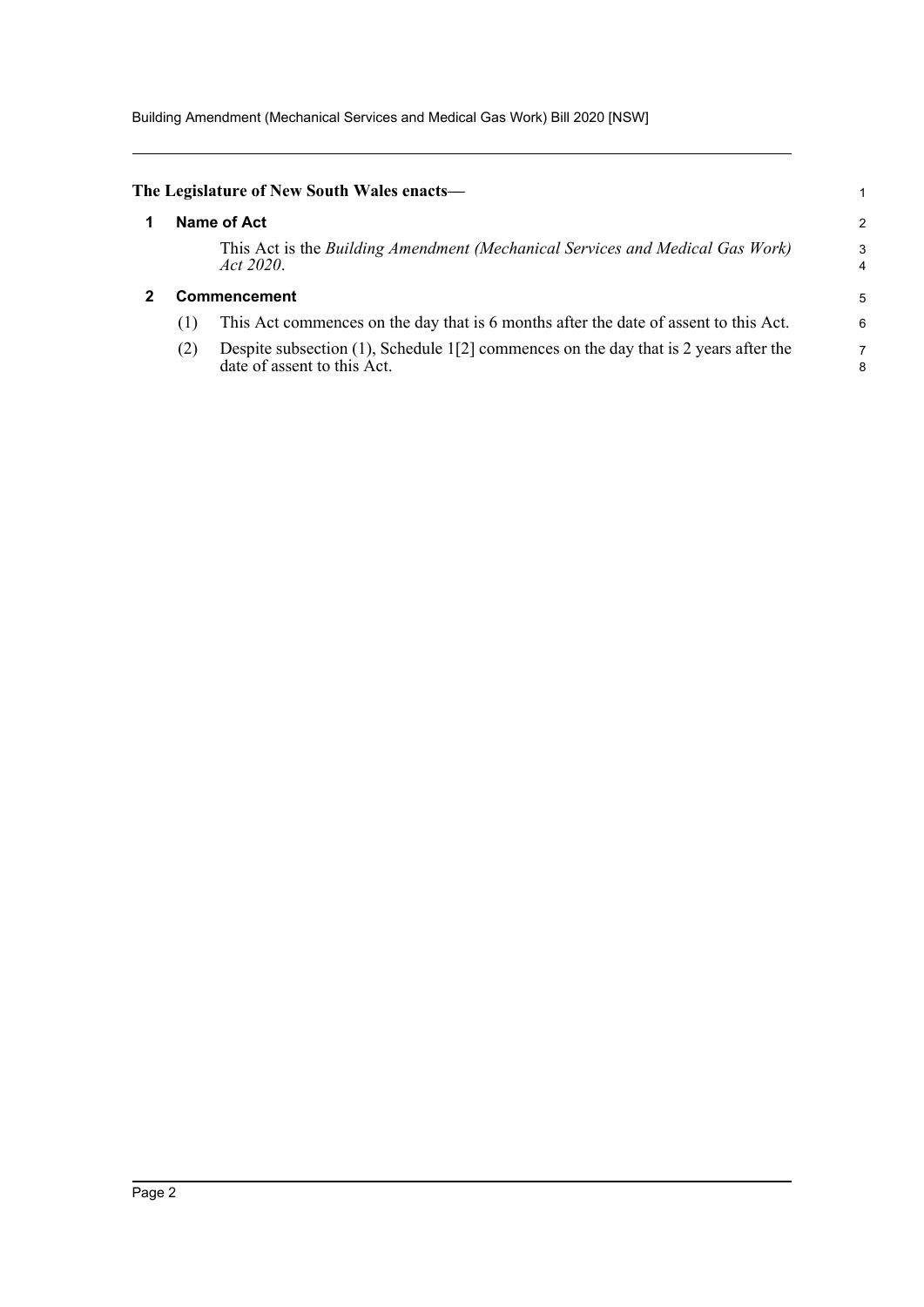**The Legislature of New South Wales enacts—**

## 1 Name of Act

This Act is the *Building Amendment (Mechanical Services and Medical Gas Work) Act 2020*.

## 2 Commencement

(1) This Act commences on the day that is 6 months after the date of assent to this Act.

(2) Despite subsection (1), Schedule 1[2] commences on the day that is 2 years after the date of assent to this Act.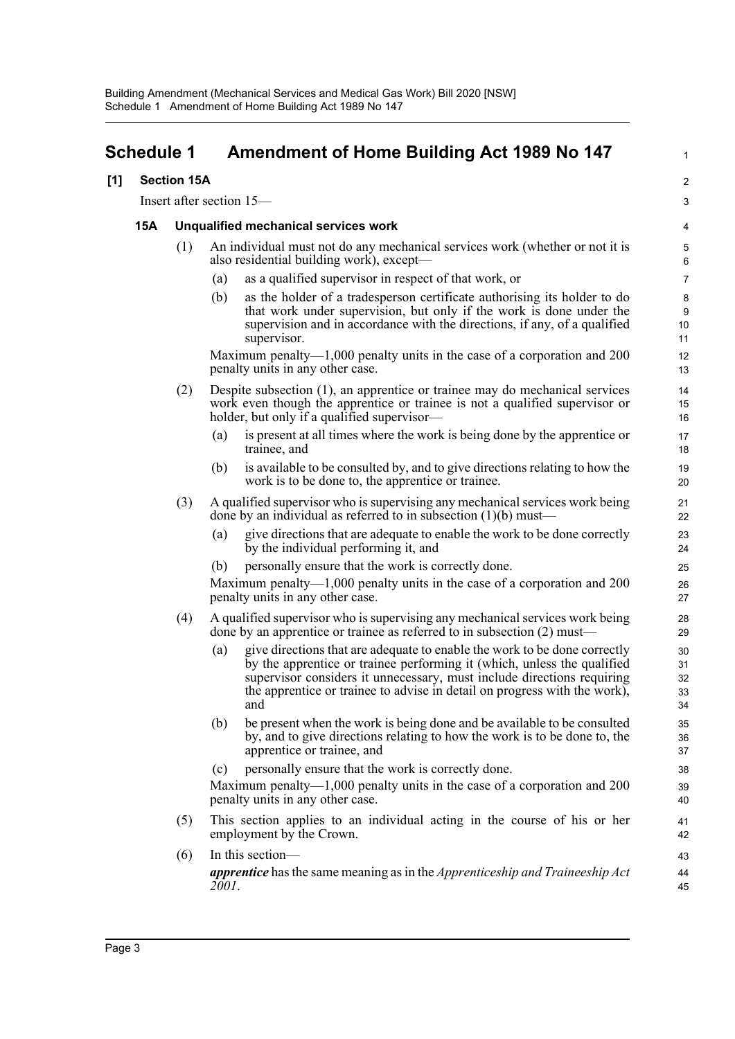# Schedule 1 Amendment of Home Building Act 1989 No 147

## [1] Section 15A

Insert after section 15—

### 15A Unqualified mechanical services work

(1) An individual must not do any mechanical services work (whether or not it is also residential building work), except—

(a) as a qualified supervisor in respect of that work, or

(b) as the holder of a tradesperson certificate authorising its holder to do that work under supervision, but only if the work is done under the supervision and in accordance with the directions, if any, of a qualified supervisor.

Maximum penalty—1,000 penalty units in the case of a corporation and 200 penalty units in any other case.

(2) Despite subsection (1), an apprentice or trainee may do mechanical services work even though the apprentice or trainee is not a qualified supervisor or holder, but only if a qualified supervisor—

(a) is present at all times where the work is being done by the apprentice or trainee, and

(b) is available to be consulted by, and to give directions relating to how the work is to be done to, the apprentice or trainee.

(3) A qualified supervisor who is supervising any mechanical services work being done by an individual as referred to in subsection (1)(b) must—

(a) give directions that are adequate to enable the work to be done correctly by the individual performing it, and

(b) personally ensure that the work is correctly done.

Maximum penalty—1,000 penalty units in the case of a corporation and 200 penalty units in any other case.

(4) A qualified supervisor who is supervising any mechanical services work being done by an apprentice or trainee as referred to in subsection (2) must—

(a) give directions that are adequate to enable the work to be done correctly by the apprentice or trainee performing it (which, unless the qualified supervisor considers it unnecessary, must include directions requiring the apprentice or trainee to advise in detail on progress with the work), and

(b) be present when the work is being done and be available to be consulted by, and to give directions relating to how the work is to be done to, the apprentice or trainee, and

(c) personally ensure that the work is correctly done.

Maximum penalty—1,000 penalty units in the case of a corporation and 200 penalty units in any other case.

(5) This section applies to an individual acting in the course of his or her employment by the Crown.

(6) In this section—

***apprentice*** has the same meaning as in the *Apprenticeship and Traineeship Act 2001*.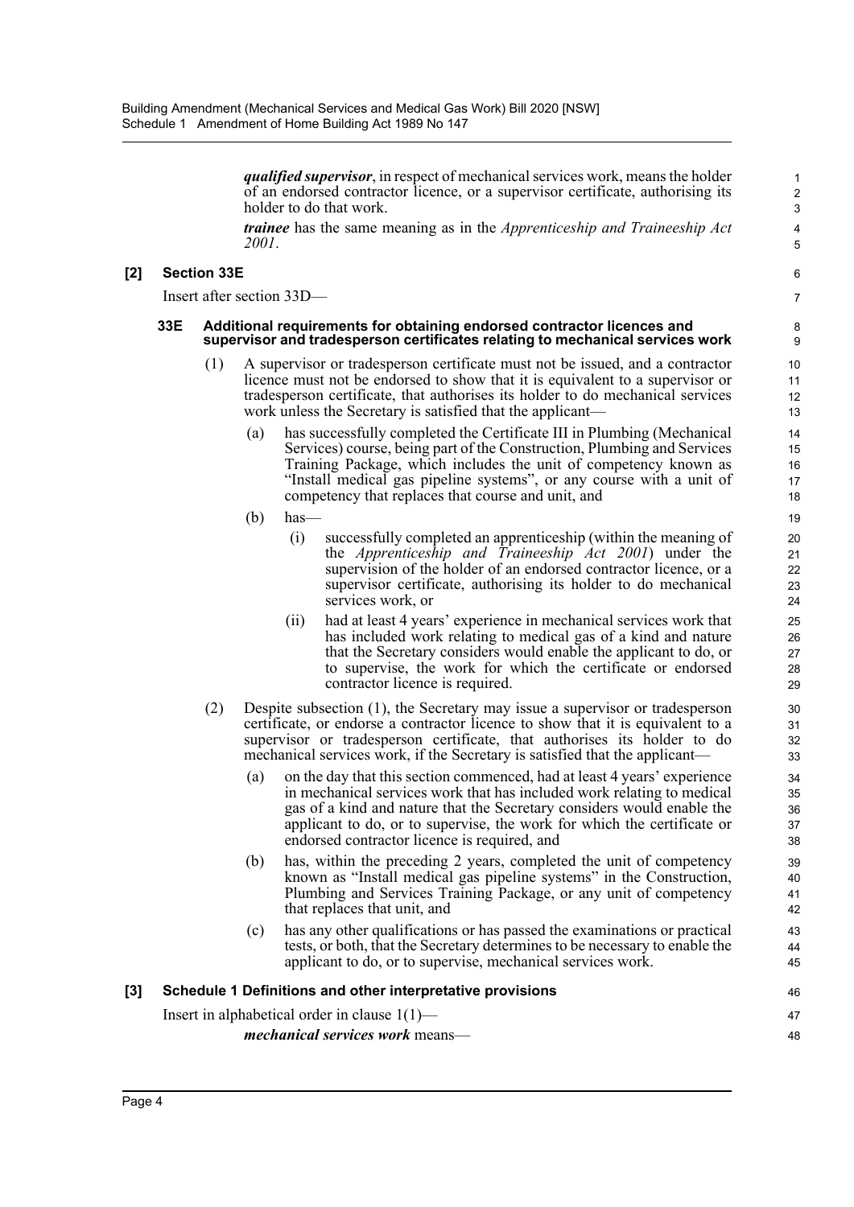*qualified supervisor*, in respect of mechanical services work, means the holder of an endorsed contractor licence, or a supervisor certificate, authorising its holder to do that work.

*trainee* has the same meaning as in the *Apprenticeship and Traineeship Act 2001*.

## [2] Section 33E

Insert after section 33D—

### 33E Additional requirements for obtaining endorsed contractor licences and supervisor and tradesperson certificates relating to mechanical services work

(1) A supervisor or tradesperson certificate must not be issued, and a contractor licence must not be endorsed to show that it is equivalent to a supervisor or tradesperson certificate, that authorises its holder to do mechanical services work unless the Secretary is satisfied that the applicant—

(a) has successfully completed the Certificate III in Plumbing (Mechanical Services) course, being part of the Construction, Plumbing and Services Training Package, which includes the unit of competency known as "Install medical gas pipeline systems", or any course with a unit of competency that replaces that course and unit, and

(b) has—

(i) successfully completed an apprenticeship (within the meaning of the *Apprenticeship and Traineeship Act 2001*) under the supervision of the holder of an endorsed contractor licence, or a supervisor certificate, authorising its holder to do mechanical services work, or

(ii) had at least 4 years' experience in mechanical services work that has included work relating to medical gas of a kind and nature that the Secretary considers would enable the applicant to do, or to supervise, the work for which the certificate or endorsed contractor licence is required.

(2) Despite subsection (1), the Secretary may issue a supervisor or tradesperson certificate, or endorse a contractor licence to show that it is equivalent to a supervisor or tradesperson certificate, that authorises its holder to do mechanical services work, if the Secretary is satisfied that the applicant—

(a) on the day that this section commenced, had at least 4 years' experience in mechanical services work that has included work relating to medical gas of a kind and nature that the Secretary considers would enable the applicant to do, or to supervise, the work for which the certificate or endorsed contractor licence is required, and

(b) has, within the preceding 2 years, completed the unit of competency known as "Install medical gas pipeline systems" in the Construction, Plumbing and Services Training Package, or any unit of competency that replaces that unit, and

(c) has any other qualifications or has passed the examinations or practical tests, or both, that the Secretary determines to be necessary to enable the applicant to do, or to supervise, mechanical services work.

## [3] Schedule 1 Definitions and other interpretative provisions

Insert in alphabetical order in clause 1(1)—

*mechanical services work* means—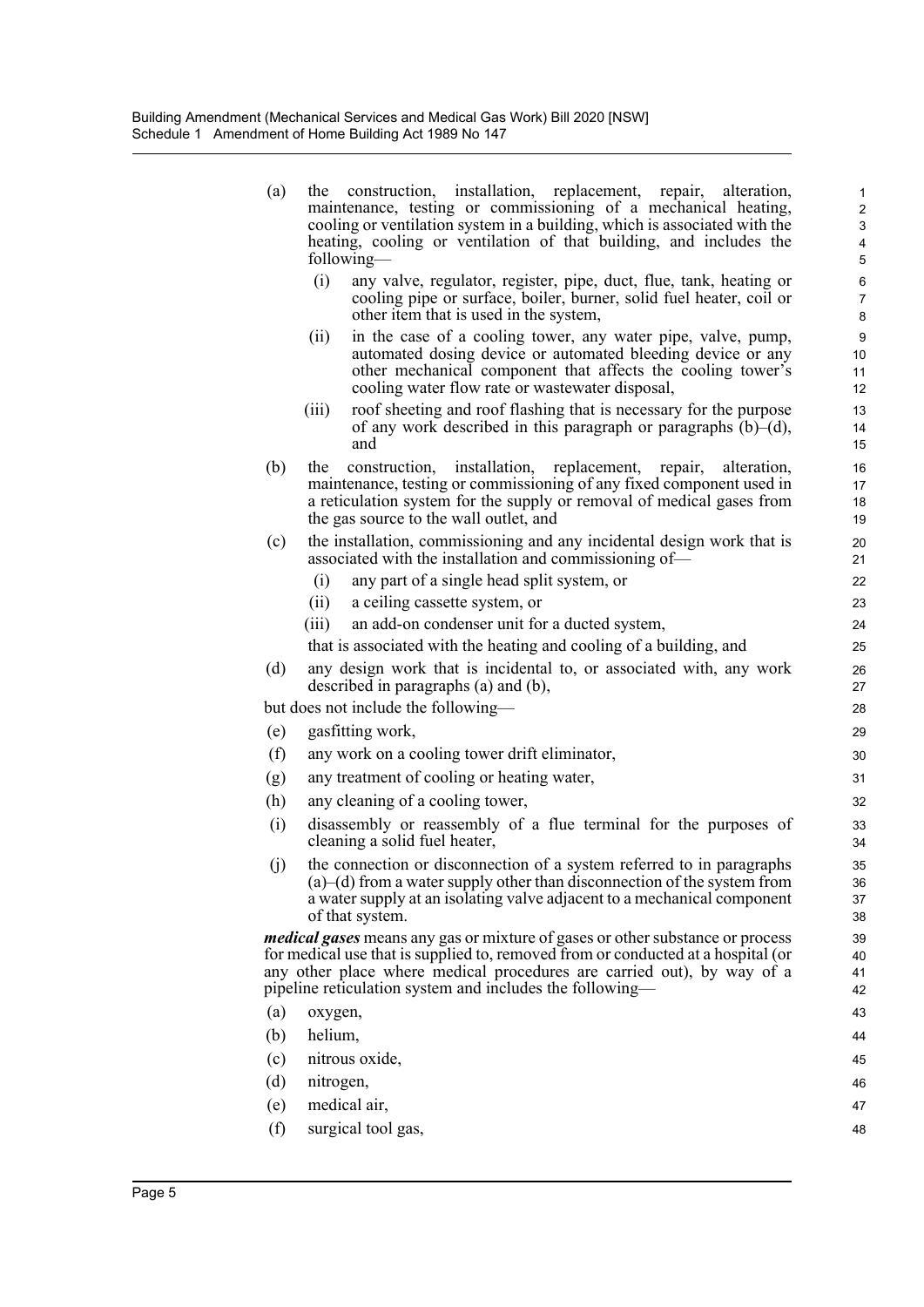(a) the construction, installation, replacement, repair, alteration, maintenance, testing or commissioning of a mechanical heating, cooling or ventilation system in a building, which is associated with the heating, cooling or ventilation of that building, and includes the following—

    (i) any valve, regulator, register, pipe, duct, flue, tank, heating or cooling pipe or surface, boiler, burner, solid fuel heater, coil or other item that is used in the system,

    (ii) in the case of a cooling tower, any water pipe, valve, pump, automated dosing device or automated bleeding device or any other mechanical component that affects the cooling tower's cooling water flow rate or wastewater disposal,

    (iii) roof sheeting and roof flashing that is necessary for the purpose of any work described in this paragraph or paragraphs (b)–(d), and

(b) the construction, installation, replacement, repair, alteration, maintenance, testing or commissioning of any fixed component used in a reticulation system for the supply or removal of medical gases from the gas source to the wall outlet, and

(c) the installation, commissioning and any incidental design work that is associated with the installation and commissioning of—

    (i) any part of a single head split system, or

    (ii) a ceiling cassette system, or

    (iii) an add-on condenser unit for a ducted system,

    that is associated with the heating and cooling of a building, and

(d) any design work that is incidental to, or associated with, any work described in paragraphs (a) and (b),

but does not include the following—

(e) gasfitting work,

(f) any work on a cooling tower drift eliminator,

(g) any treatment of cooling or heating water,

(h) any cleaning of a cooling tower,

(i) disassembly or reassembly of a flue terminal for the purposes of cleaning a solid fuel heater,

(j) the connection or disconnection of a system referred to in paragraphs (a)–(d) from a water supply other than disconnection of the system from a water supply at an isolating valve adjacent to a mechanical component of that system.

***medical gases*** means any gas or mixture of gases or other substance or process for medical use that is supplied to, removed from or conducted at a hospital (or any other place where medical procedures are carried out), by way of a pipeline reticulation system and includes the following—

(a) oxygen,

(b) helium,

(c) nitrous oxide,

(d) nitrogen,

(e) medical air,

(f) surgical tool gas,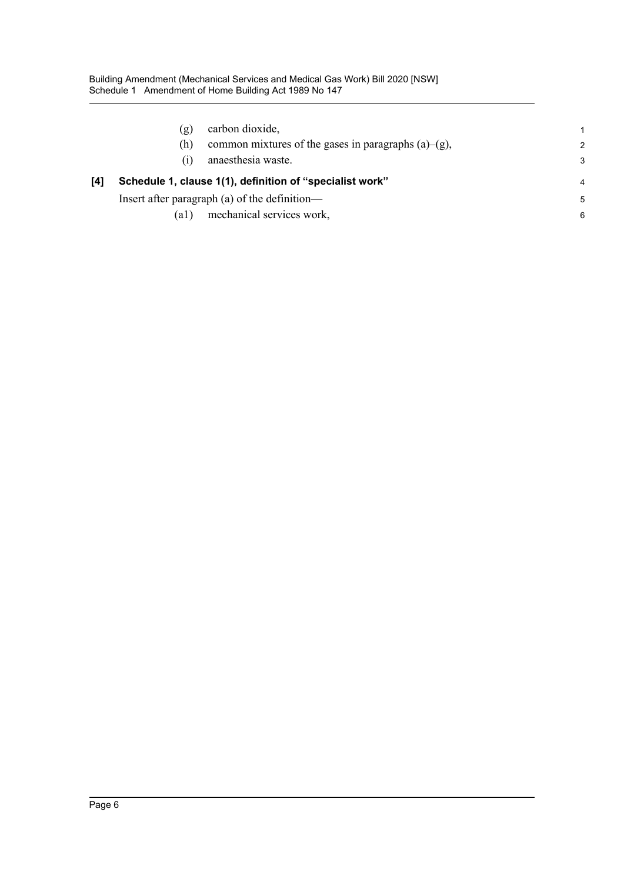(g) carbon dioxide,

(h) common mixtures of the gases in paragraphs (a)–(g),

(i) anaesthesia waste.

**[4] Schedule 1, clause 1(1), definition of "specialist work"**

Insert after paragraph (a) of the definition—

(a1) mechanical services work,